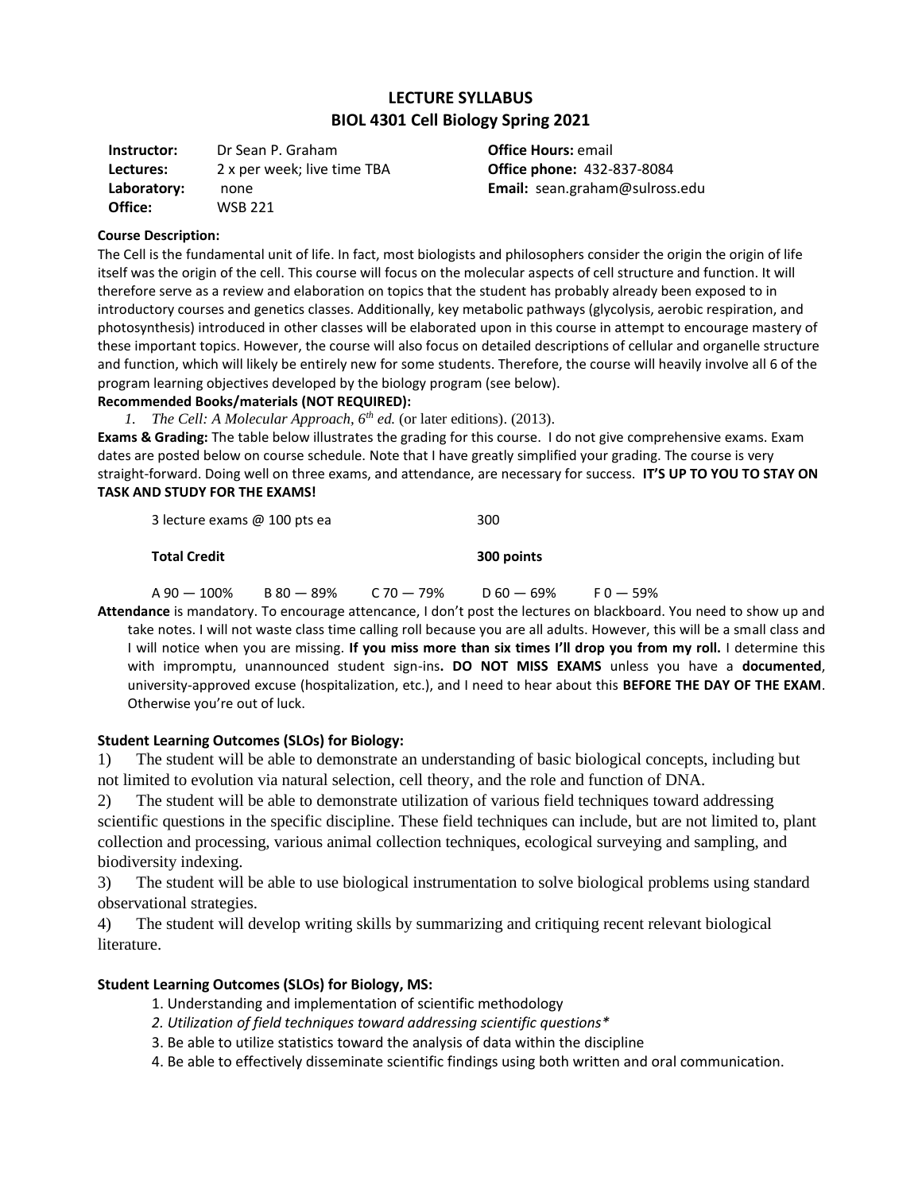# LECTURE SYLLABUS
## BIOL 4301 Cell Biology Spring 2021

**Instructor:** Dr Sean P. Graham
**Lectures:** 2 x per week; live time TBA
**Laboratory:** none
**Office:** WSB 221

**Office Hours:** email
**Office phone:** 432-837-8084
**Email:** sean.graham@sulross.edu

**Course Description:**
The Cell is the fundamental unit of life. In fact, most biologists and philosophers consider the origin the origin of life itself was the origin of the cell. This course will focus on the molecular aspects of cell structure and function. It will therefore serve as a review and elaboration on topics that the student has probably already been exposed to in introductory courses and genetics classes. Additionally, key metabolic pathways (glycolysis, aerobic respiration, and photosynthesis) introduced in other classes will be elaborated upon in this course in attempt to encourage mastery of these important topics. However, the course will also focus on detailed descriptions of cellular and organelle structure and function, which will likely be entirely new for some students. Therefore, the course will heavily involve all 6 of the program learning objectives developed by the biology program (see below).

**Recommended Books/materials (NOT REQUIRED):**

1. *The Cell: A Molecular Approach, 6th ed.* (or later editions). (2013).

**Exams & Grading:** The table below illustrates the grading for this course. I do not give comprehensive exams. Exam dates are posted below on course schedule. Note that I have greatly simplified your grading. The course is very straight-forward. Doing well on three exams, and attendance, are necessary for success. **IT'S UP TO YOU TO STAY ON TASK AND STUDY FOR THE EXAMS!**

| | |
|---|---|
| 3 lecture exams @ 100 pts ea | 300 |
| **Total Credit** | **300 points** |

A 90 — 100% B 80 — 89% C 70 — 79% D 60 — 69% F 0 — 59%

**Attendance** is mandatory. To encourage attencance, I don't post the lectures on blackboard. You need to show up and take notes. I will not waste class time calling roll because you are all adults. However, this will be a small class and I will notice when you are missing. **If you miss more than six times I'll drop you from my roll.** I determine this with impromptu, unannounced student sign-ins**. DO NOT MISS EXAMS** unless you have a **documented**, university-approved excuse (hospitalization, etc.), and I need to hear about this **BEFORE THE DAY OF THE EXAM**. Otherwise you're out of luck.

**Student Learning Outcomes (SLOs) for Biology:**

1) The student will be able to demonstrate an understanding of basic biological concepts, including but not limited to evolution via natural selection, cell theory, and the role and function of DNA.

2) The student will be able to demonstrate utilization of various field techniques toward addressing scientific questions in the specific discipline. These field techniques can include, but are not limited to, plant collection and processing, various animal collection techniques, ecological surveying and sampling, and biodiversity indexing.

3) The student will be able to use biological instrumentation to solve biological problems using standard observational strategies.

4) The student will develop writing skills by summarizing and critiquing recent relevant biological literature.

**Student Learning Outcomes (SLOs) for Biology, MS:**

1. Understanding and implementation of scientific methodology
2. *Utilization of field techniques toward addressing scientific questions**
3. Be able to utilize statistics toward the analysis of data within the discipline
4. Be able to effectively disseminate scientific findings using both written and oral communication.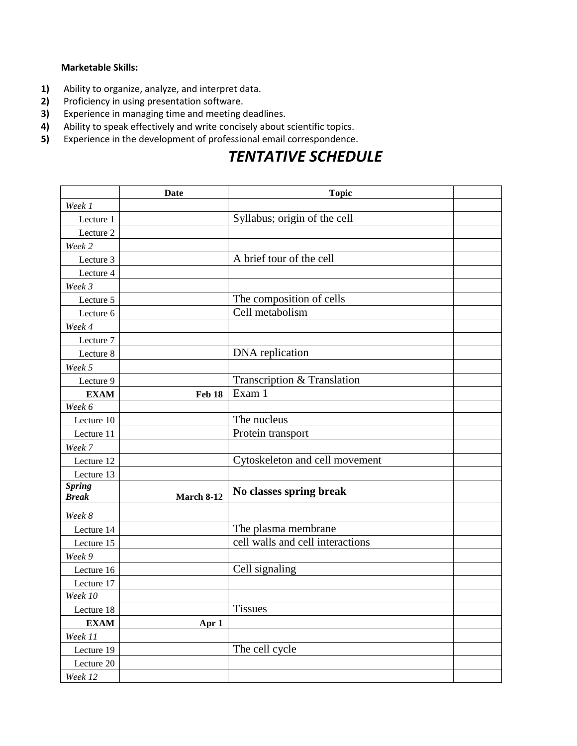**Marketable Skills:**

1) Ability to organize, analyze, and interpret data.
2) Proficiency in using presentation software.
3) Experience in managing time and meeting deadlines.
4) Ability to speak effectively and write concisely about scientific topics.
5) Experience in the development of professional email correspondence.

# *TENTATIVE SCHEDULE*

| | Date | Topic | |
|---|---|---|---|
| *Week 1* | | | |
| Lecture 1 | | Syllabus; origin of the cell | |
| Lecture 2 | | | |
| *Week 2* | | | |
| Lecture 3 | | A brief tour of the cell | |
| Lecture 4 | | | |
| *Week 3* | | | |
| Lecture 5 | | The composition of cells | |
| Lecture 6 | | Cell metabolism | |
| *Week 4* | | | |
| Lecture 7 | | | |
| Lecture 8 | | DNA replication | |
| *Week 5* | | | |
| Lecture 9 | | Transcription & Translation | |
| **EXAM** | **Feb 18** | Exam 1 | |
| *Week 6* | | | |
| Lecture 10 | | The nucleus | |
| Lecture 11 | | Protein transport | |
| *Week 7* | | | |
| Lecture 12 | | Cytoskeleton and cell movement | |
| Lecture 13 | | | |
| ***Spring Break*** | **March 8-12** | **No classes spring break** | |
| *Week 8* | | | |
| Lecture 14 | | The plasma membrane | |
| Lecture 15 | | cell walls and cell interactions | |
| *Week 9* | | | |
| Lecture 16 | | Cell signaling | |
| Lecture 17 | | | |
| *Week 10* | | | |
| Lecture 18 | | Tissues | |
| **EXAM** | **Apr 1** | | |
| *Week 11* | | | |
| Lecture 19 | | The cell cycle | |
| Lecture 20 | | | |
| *Week 12* | | | |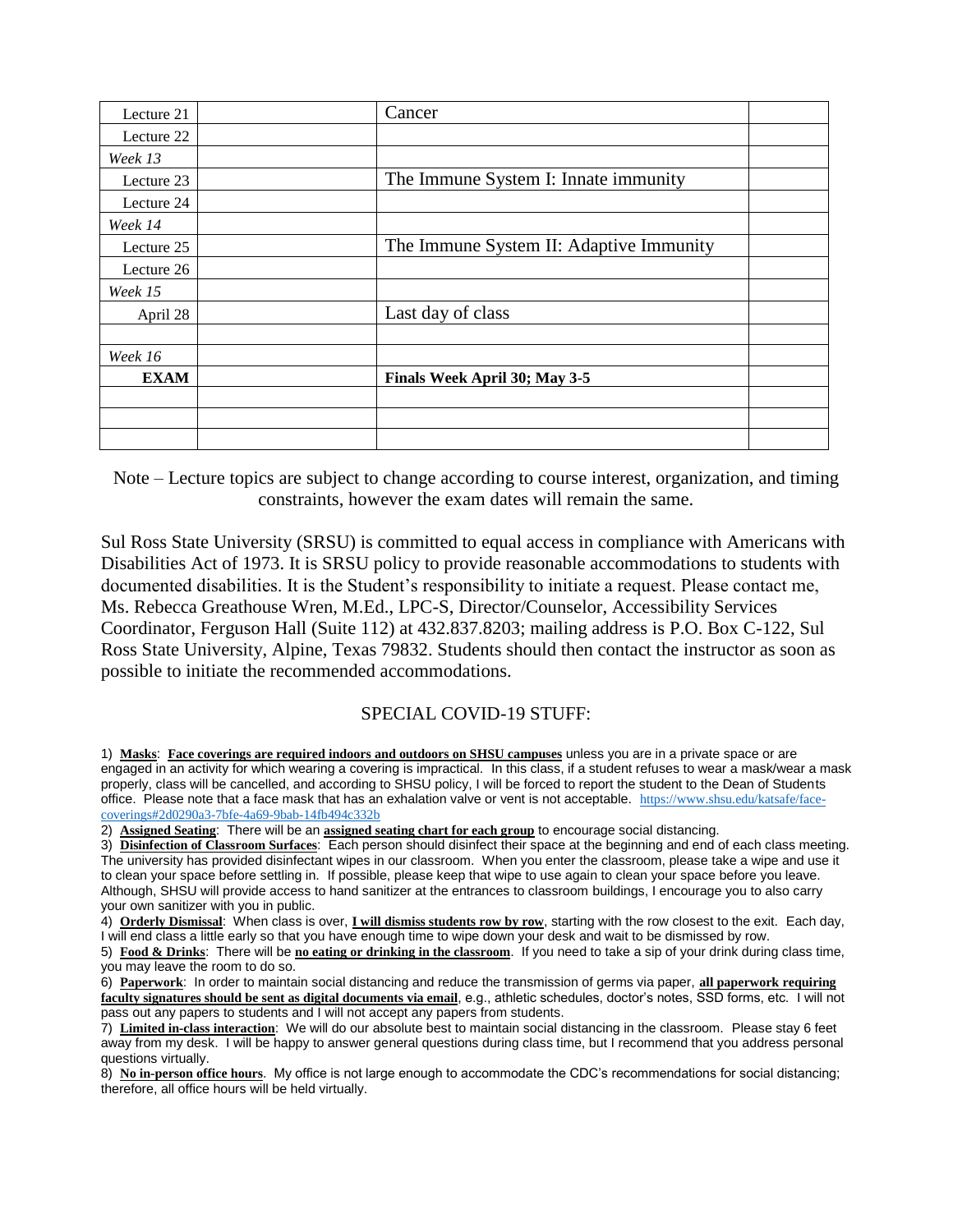| Lecture 21 | | Cancer | |
|---|---|---|---|
| Lecture 22 | | | |
| *Week 13* | | | |
| Lecture 23 | | The Immune System I: Innate immunity | |
| Lecture 24 | | | |
| *Week 14* | | | |
| Lecture 25 | | The Immune System II: Adaptive Immunity | |
| Lecture 26 | | | |
| *Week 15* | | | |
| April 28 | | Last day of class | |
| | | | |
| *Week 16* | | | |
| **EXAM** | | **Finals Week April 30; May 3-5** | |
| | | | |
| | | | |
| | | | |

Note – Lecture topics are subject to change according to course interest, organization, and timing constraints, however the exam dates will remain the same.

Sul Ross State University (SRSU) is committed to equal access in compliance with Americans with Disabilities Act of 1973. It is SRSU policy to provide reasonable accommodations to students with documented disabilities. It is the Student's responsibility to initiate a request. Please contact me, Ms. Rebecca Greathouse Wren, M.Ed., LPC-S, Director/Counselor, Accessibility Services Coordinator, Ferguson Hall (Suite 112) at 432.837.8203; mailing address is P.O. Box C-122, Sul Ross State University, Alpine, Texas 79832. Students should then contact the instructor as soon as possible to initiate the recommended accommodations.

## SPECIAL COVID-19 STUFF:

1) **Masks**: **Face coverings are required indoors and outdoors on SHSU campuses** unless you are in a private space or are engaged in an activity for which wearing a covering is impractical. In this class, if a student refuses to wear a mask/wear a mask properly, class will be cancelled, and according to SHSU policy, I will be forced to report the student to the Dean of Students office. Please note that a face mask that has an exhalation valve or vent is not acceptable. https://www.shsu.edu/katsafe/face-coverings#2d0290a3-7bfe-4a69-9bab-14fb494c332b

2) **Assigned Seating**: There will be an **assigned seating chart for each group** to encourage social distancing.

3) **Disinfection of Classroom Surfaces**: Each person should disinfect their space at the beginning and end of each class meeting. The university has provided disinfectant wipes in our classroom. When you enter the classroom, please take a wipe and use it to clean your space before settling in. If possible, please keep that wipe to use again to clean your space before you leave. Although, SHSU will provide access to hand sanitizer at the entrances to classroom buildings, I encourage you to also carry your own sanitizer with you in public.

4) **Orderly Dismissal**: When class is over, **I will dismiss students row by row**, starting with the row closest to the exit. Each day, I will end class a little early so that you have enough time to wipe down your desk and wait to be dismissed by row.

5) **Food & Drinks**: There will be **no eating or drinking in the classroom**. If you need to take a sip of your drink during class time, you may leave the room to do so.

6) **Paperwork**: In order to maintain social distancing and reduce the transmission of germs via paper, **all paperwork requiring faculty signatures should be sent as digital documents via email**, e.g., athletic schedules, doctor's notes, SSD forms, etc. I will not pass out any papers to students and I will not accept any papers from students.

7) **Limited in-class interaction**: We will do our absolute best to maintain social distancing in the classroom. Please stay 6 feet away from my desk. I will be happy to answer general questions during class time, but I recommend that you address personal questions virtually.

8) **No in-person office hours**. My office is not large enough to accommodate the CDC's recommendations for social distancing; therefore, all office hours will be held virtually.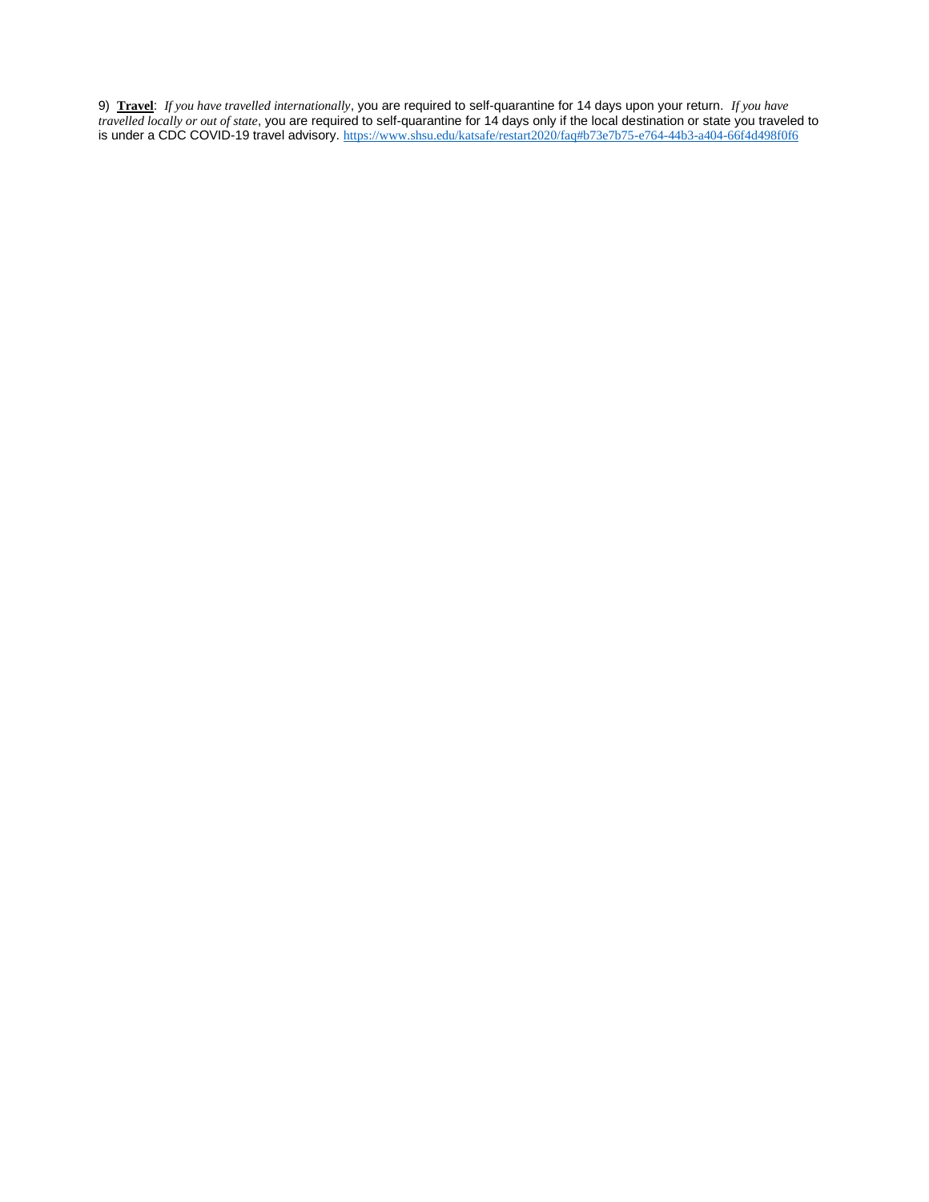9) **Travel**: *If you have travelled internationally*, you are required to self-quarantine for 14 days upon your return. *If you have travelled locally or out of state*, you are required to self-quarantine for 14 days only if the local destination or state you traveled to is under a CDC COVID-19 travel advisory. https://www.shsu.edu/katsafe/restart2020/faq#b73e7b75-e764-44b3-a404-66f4d498f0f6